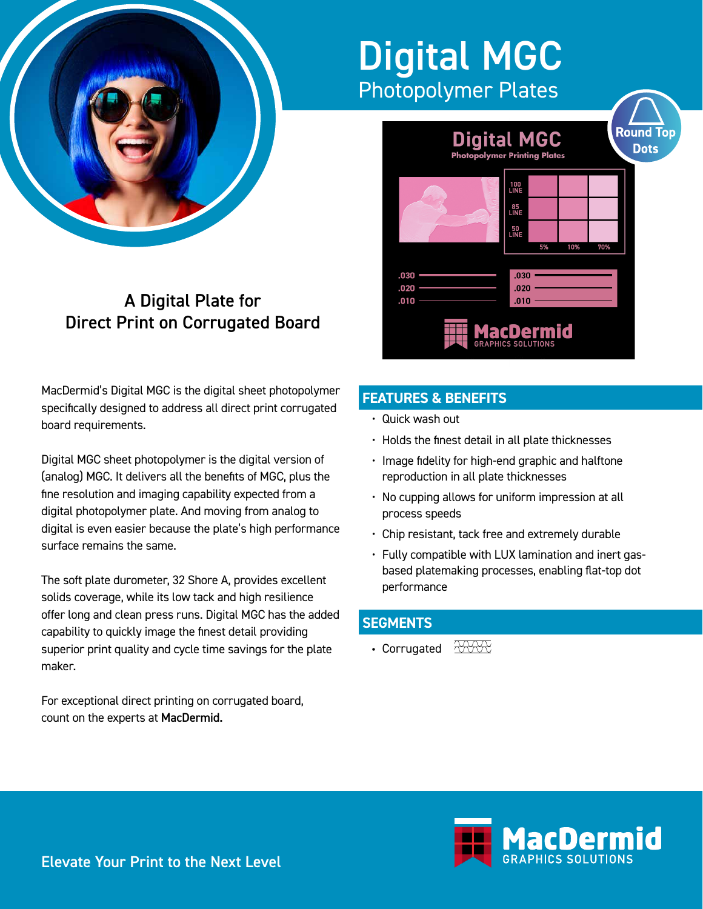# Digital MGC

## Photopolymer Plates

Round Top Dots

## A Digital Plate for Direct Print on Corrugated Board

MacDermid's Digital MGC is the digital sheet photopolymer specifically designed to address all direct print corrugated board requirements.

Digital MGC sheet photopolymer is the digital version of (analog) MGC. It delivers all the benefits of MGC, plus the fine resolution and imaging capability expected from a digital photopolymer plate. And moving from analog to digital is even easier because the plate's high performance surface remains the same.

The soft plate durometer, 32 Shore A, provides excellent solids coverage, while its low tack and high resilience offer long and clean press runs. Digital MGC has the added capability to quickly image the finest detail providing superior print quality and cycle time savings for the plate maker.

For exceptional direct printing on corrugated board, count on the experts at **MacDermid.**

## FEATURES & BENEFITS

- Quick wash out
- Holds the finest detail in all plate thicknesses
- Image fidelity for high-end graphic and halftone reproduction in all plate thicknesses
- No cupping allows for uniform impression at all process speeds
- Chip resistant, tack free and extremely durable
- Fully compatible with LUX lamination and inert gas-based platemaking processes, enabling flat-top dot performance

## SEGMENTS

- Corrugated

Elevate Your Print to the Next Level

MacDermid GRAPHICS SOLUTIONS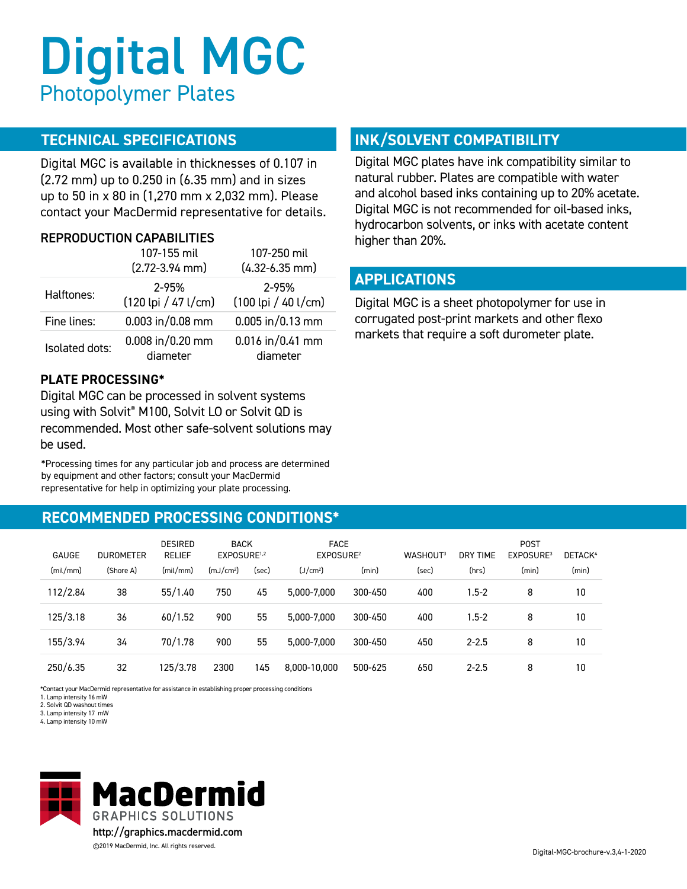# Digital MGC

## Photopolymer Plates

## TECHNICAL SPECIFICATIONS

Digital MGC is available in thicknesses of 0.107 in (2.72 mm) up to 0.250 in (6.35 mm) and in sizes up to 50 in x 80 in (1,270 mm x 2,032 mm). Please contact your MacDermid representative for details.

### REPRODUCTION CAPABILITIES

| | 107-155 mil (2.72-3.94 mm) | 107-250 mil (4.32-6.35 mm) |
|---|---|---|
| Halftones: | 2-95% (120 lpi / 47 l/cm) | 2-95% (100 lpi / 40 l/cm) |
| Fine lines: | 0.003 in/0.08 mm | 0.005 in/0.13 mm |
| Isolated dots: | 0.008 in/0.20 mm diameter | 0.016 in/0.41 mm diameter |

### PLATE PROCESSING*

Digital MGC can be processed in solvent systems using with Solvit® M100, Solvit LO or Solvit QD is recommended. Most other safe-solvent solutions may be used.

*Processing times for any particular job and process are determined by equipment and other factors; consult your MacDermid representative for help in optimizing your plate processing.

## INK/SOLVENT COMPATIBILITY

Digital MGC plates have ink compatibility similar to natural rubber. Plates are compatible with water and alcohol based inks containing up to 20% acetate. Digital MGC is not recommended for oil-based inks, hydrocarbon solvents, or inks with acetate content higher than 20%.

## APPLICATIONS

Digital MGC is a sheet photopolymer for use in corrugated post-print markets and other flexo markets that require a soft durometer plate.

## RECOMMENDED PROCESSING CONDITIONS*

| GAUGE | DUROMETER | DESIRED RELIEF | BACK EXPOSURE[1,2] | | FACE EXPOSURE[2] | | WASHOUT[3] | DRY TIME | POST EXPOSURE[3] | DETACK[4] |
|---|---|---|---|---|---|---|---|---|---|---|
| (mil/mm) | (Shore A) | (mil/mm) | (mJ/cm²) | (sec) | (J/cm²) | (min) | (sec) | (hrs) | (min) | (min) |
| 112/2.84 | 38 | 55/1.40 | 750 | 45 | 5,000-7,000 | 300-450 | 400 | 1.5-2 | 8 | 10 |
| 125/3.18 | 36 | 60/1.52 | 900 | 55 | 5,000-7,000 | 300-450 | 400 | 1.5-2 | 8 | 10 |
| 155/3.94 | 34 | 70/1.78 | 900 | 55 | 5,000-7,000 | 300-450 | 450 | 2-2.5 | 8 | 10 |
| 250/6.35 | 32 | 125/3.78 | 2300 | 145 | 8,000-10,000 | 500-625 | 650 | 2-2.5 | 8 | 10 |

*Contact your MacDermid representative for assistance in establishing proper processing conditions
1. Lamp intensity 16 mW
2. Solvit QD washout times
3. Lamp intensity 17 mW
4. Lamp intensity 10 mW

MacDermid
GRAPHICS SOLUTIONS
http://graphics.macdermid.com
©2019 MacDermid, Inc. All rights reserved.

Digital-MGC-brochure-v.3,4-1-2020